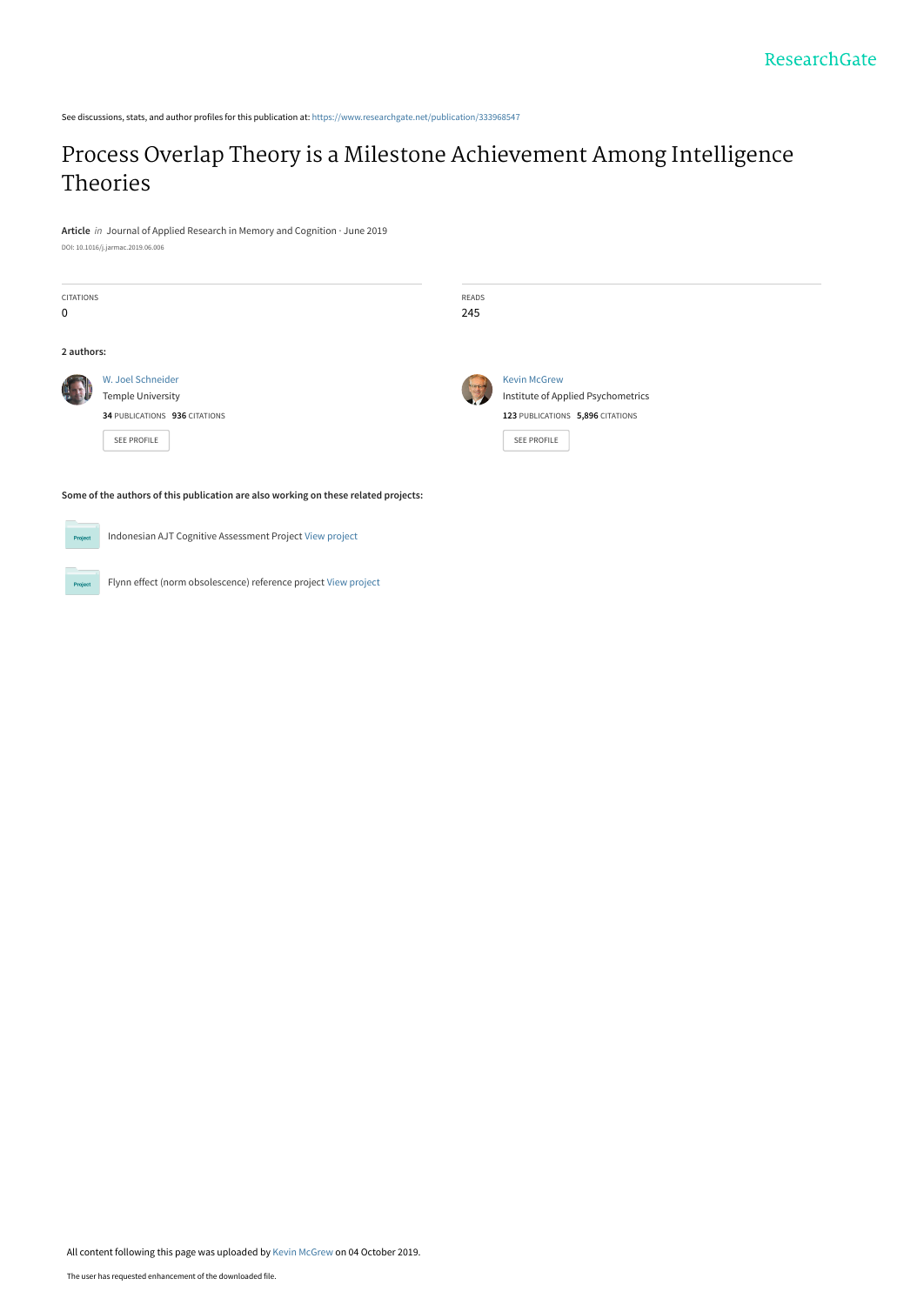See discussions, stats, and author profiles for this publication at: https://www.researchgate.net/publication/333968547

# Process Overlap Theory is a Milestone Achievement Among Intelligence Theories

**Article** *in* Journal of Applied Research in Memory and Cognition · June 2019

DOI: 10.1016/j.jarmac.2019.06.006

CITATIONS
0

READS
245

**2 authors:**

W. Joel Schneider
Temple University
**34** PUBLICATIONS **936** CITATIONS
SEE PROFILE

Kevin McGrew
Institute of Applied Psychometrics
**123** PUBLICATIONS **5,896** CITATIONS
SEE PROFILE

**Some of the authors of this publication are also working on these related projects:**

Indonesian AJT Cognitive Assessment Project View project

Flynn effect (norm obsolescence) reference project View project

All content following this page was uploaded by Kevin McGrew on 04 October 2019.

The user has requested enhancement of the downloaded file.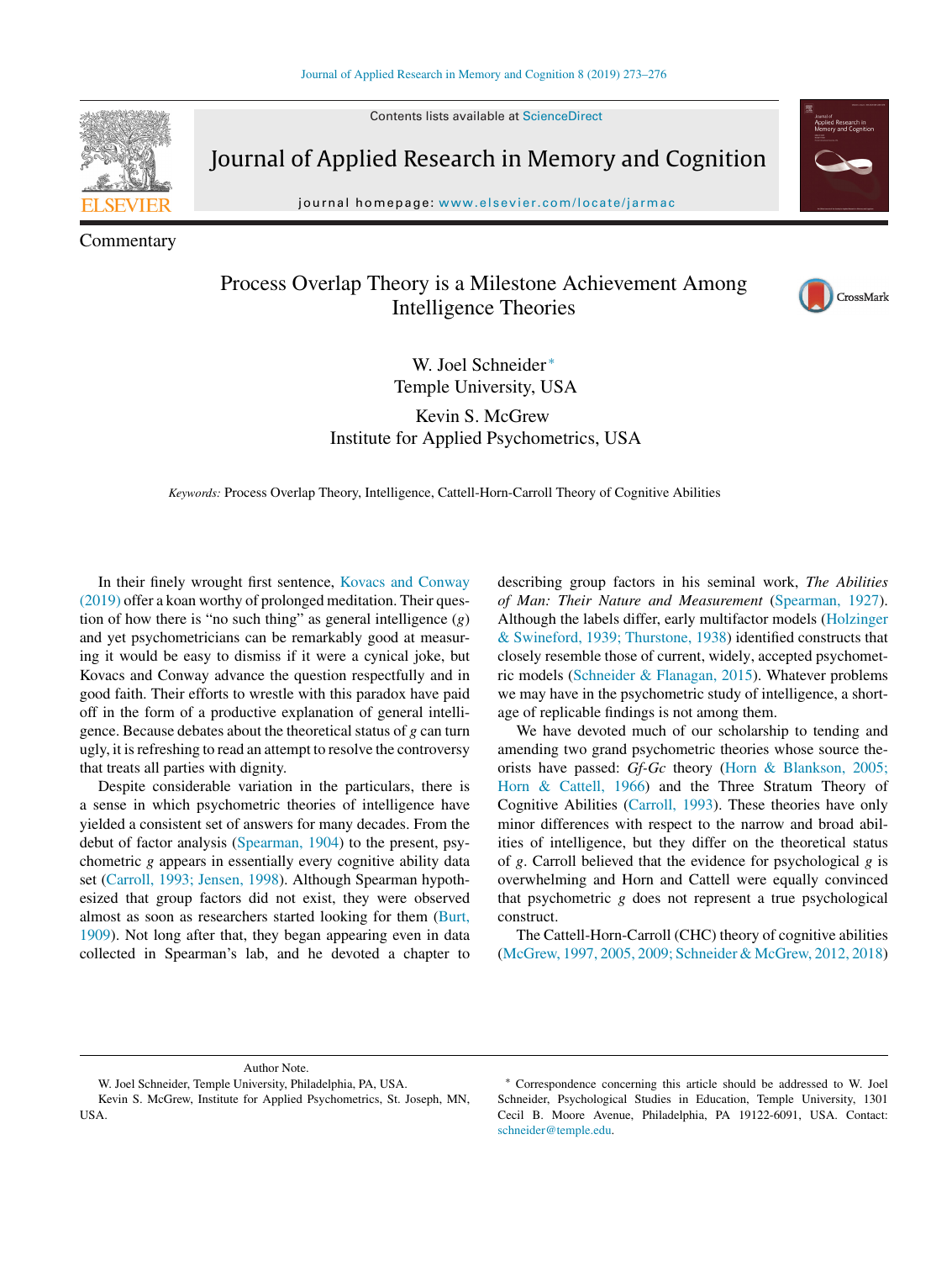Commentary

# Process Overlap Theory is a Milestone Achievement Among Intelligence Theories

W. Joel Schneider*
Temple University, USA

Kevin S. McGrew
Institute for Applied Psychometrics, USA

*Keywords:* Process Overlap Theory, Intelligence, Cattell-Horn-Carroll Theory of Cognitive Abilities

In their finely wrought first sentence, Kovacs and Conway (2019) offer a koan worthy of prolonged meditation. Their question of how there is "no such thing" as general intelligence (*g*) and yet psychometricians can be remarkably good at measuring it would be easy to dismiss if it were a cynical joke, but Kovacs and Conway advance the question respectfully and in good faith. Their efforts to wrestle with this paradox have paid off in the form of a productive explanation of general intelligence. Because debates about the theoretical status of *g* can turn ugly, it is refreshing to read an attempt to resolve the controversy that treats all parties with dignity.

Despite considerable variation in the particulars, there is a sense in which psychometric theories of intelligence have yielded a consistent set of answers for many decades. From the debut of factor analysis (Spearman, 1904) to the present, psychometric *g* appears in essentially every cognitive ability data set (Carroll, 1993; Jensen, 1998). Although Spearman hypothesized that group factors did not exist, they were observed almost as soon as researchers started looking for them (Burt, 1909). Not long after that, they began appearing even in data collected in Spearman's lab, and he devoted a chapter to describing group factors in his seminal work, *The Abilities of Man: Their Nature and Measurement* (Spearman, 1927). Although the labels differ, early multifactor models (Holzinger & Swineford, 1939; Thurstone, 1938) identified constructs that closely resemble those of current, widely, accepted psychometric models (Schneider & Flanagan, 2015). Whatever problems we may have in the psychometric study of intelligence, a shortage of replicable findings is not among them.

We have devoted much of our scholarship to tending and amending two grand psychometric theories whose source theorists have passed: *Gf-Gc* theory (Horn & Blankson, 2005; Horn & Cattell, 1966) and the Three Stratum Theory of Cognitive Abilities (Carroll, 1993). These theories have only minor differences with respect to the narrow and broad abilities of intelligence, but they differ on the theoretical status of *g*. Carroll believed that the evidence for psychological *g* is overwhelming and Horn and Cattell were equally convinced that psychometric *g* does not represent a true psychological construct.

The Cattell-Horn-Carroll (CHC) theory of cognitive abilities (McGrew, 1997, 2005, 2009; Schneider & McGrew, 2012, 2018)

---

Author Note.
W. Joel Schneider, Temple University, Philadelphia, PA, USA.
Kevin S. McGrew, Institute for Applied Psychometrics, St. Joseph, MN, USA.

* Correspondence concerning this article should be addressed to W. Joel Schneider, Psychological Studies in Education, Temple University, 1301 Cecil B. Moore Avenue, Philadelphia, PA 19122-6091, USA. Contact: schneider@temple.edu.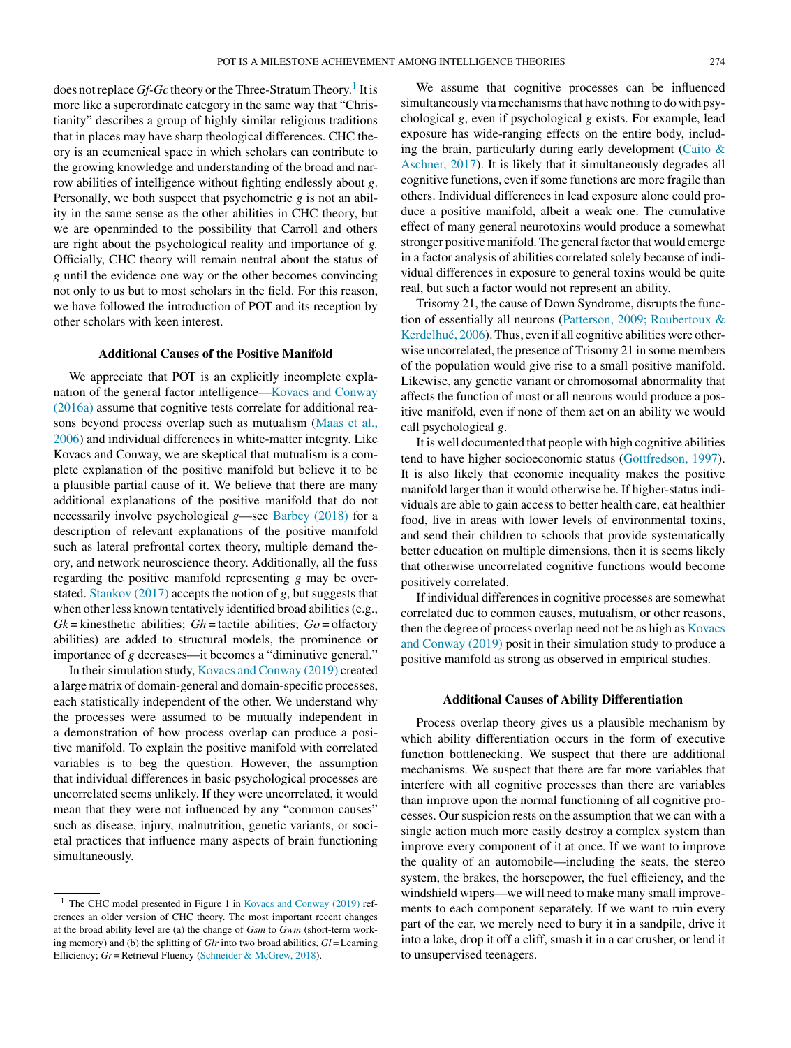does not replace *Gf-Gc* theory or the Three-Stratum Theory.[1] It is more like a superordinate category in the same way that "Christianity" describes a group of highly similar religious traditions that in places may have sharp theological differences. CHC theory is an ecumenical space in which scholars can contribute to the growing knowledge and understanding of the broad and narrow abilities of intelligence without fighting endlessly about *g*. Personally, we both suspect that psychometric *g* is not an ability in the same sense as the other abilities in CHC theory, but we are openminded to the possibility that Carroll and others are right about the psychological reality and importance of *g*. Officially, CHC theory will remain neutral about the status of *g* until the evidence one way or the other becomes convincing not only to us but to most scholars in the field. For this reason, we have followed the introduction of POT and its reception by other scholars with keen interest.

### Additional Causes of the Positive Manifold

We appreciate that POT is an explicitly incomplete explanation of the general factor intelligence—Kovacs and Conway (2016a) assume that cognitive tests correlate for additional reasons beyond process overlap such as mutualism (Maas et al., 2006) and individual differences in white-matter integrity. Like Kovacs and Conway, we are skeptical that mutualism is a complete explanation of the positive manifold but believe it to be a plausible partial cause of it. We believe that there are many additional explanations of the positive manifold that do not necessarily involve psychological *g*—see Barbey (2018) for a description of relevant explanations of the positive manifold such as lateral prefrontal cortex theory, multiple demand theory, and network neuroscience theory. Additionally, all the fuss regarding the positive manifold representing *g* may be overstated. Stankov (2017) accepts the notion of *g*, but suggests that when other less known tentatively identified broad abilities (e.g., *Gk* = kinesthetic abilities; *Gh* = tactile abilities; *Go* = olfactory abilities) are added to structural models, the prominence or importance of *g* decreases—it becomes a "diminutive general."

In their simulation study, Kovacs and Conway (2019) created a large matrix of domain-general and domain-specific processes, each statistically independent of the other. We understand why the processes were assumed to be mutually independent in a demonstration of how process overlap can produce a positive manifold. To explain the positive manifold with correlated variables is to beg the question. However, the assumption that individual differences in basic psychological processes are uncorrelated seems unlikely. If they were uncorrelated, it would mean that they were not influenced by any "common causes" such as disease, injury, malnutrition, genetic variants, or societal practices that influence many aspects of brain functioning simultaneously.

We assume that cognitive processes can be influenced simultaneously via mechanisms that have nothing to do with psychological *g*, even if psychological *g* exists. For example, lead exposure has wide-ranging effects on the entire body, including the brain, particularly during early development (Caito & Aschner, 2017). It is likely that it simultaneously degrades all cognitive functions, even if some functions are more fragile than others. Individual differences in lead exposure alone could produce a positive manifold, albeit a weak one. The cumulative effect of many general neurotoxins would produce a somewhat stronger positive manifold. The general factor that would emerge in a factor analysis of abilities correlated solely because of individual differences in exposure to general toxins would be quite real, but such a factor would not represent an ability.

Trisomy 21, the cause of Down Syndrome, disrupts the function of essentially all neurons (Patterson, 2009; Roubertoux & Kerdelhué, 2006). Thus, even if all cognitive abilities were otherwise uncorrelated, the presence of Trisomy 21 in some members of the population would give rise to a small positive manifold. Likewise, any genetic variant or chromosomal abnormality that affects the function of most or all neurons would produce a positive manifold, even if none of them act on an ability we would call psychological *g*.

It is well documented that people with high cognitive abilities tend to have higher socioeconomic status (Gottfredson, 1997). It is also likely that economic inequality makes the positive manifold larger than it would otherwise be. If higher-status individuals are able to gain access to better health care, eat healthier food, live in areas with lower levels of environmental toxins, and send their children to schools that provide systematically better education on multiple dimensions, then it is seems likely that otherwise uncorrelated cognitive functions would become positively correlated.

If individual differences in cognitive processes are somewhat correlated due to common causes, mutualism, or other reasons, then the degree of process overlap need not be as high as Kovacs and Conway (2019) posit in their simulation study to produce a positive manifold as strong as observed in empirical studies.

### Additional Causes of Ability Differentiation

Process overlap theory gives us a plausible mechanism by which ability differentiation occurs in the form of executive function bottlenecking. We suspect that there are additional mechanisms. We suspect that there are far more variables that interfere with all cognitive processes than there are variables than improve upon the normal functioning of all cognitive processes. Our suspicion rests on the assumption that we can with a single action much more easily destroy a complex system than improve every component of it at once. If we want to improve the quality of an automobile—including the seats, the stereo system, the brakes, the horsepower, the fuel efficiency, and the windshield wipers—we will need to make many small improvements to each component separately. If we want to ruin every part of the car, we merely need to bury it in a sandpile, drive it into a lake, drop it off a cliff, smash it in a car crusher, or lend it to unsupervised teenagers.

[1] The CHC model presented in Figure 1 in Kovacs and Conway (2019) references an older version of CHC theory. The most important recent changes at the broad ability level are (a) the change of *Gsm* to *Gwm* (short-term working memory) and (b) the splitting of *Glr* into two broad abilities, *Gl* = Learning Efficiency; *Gr* = Retrieval Fluency (Schneider & McGrew, 2018).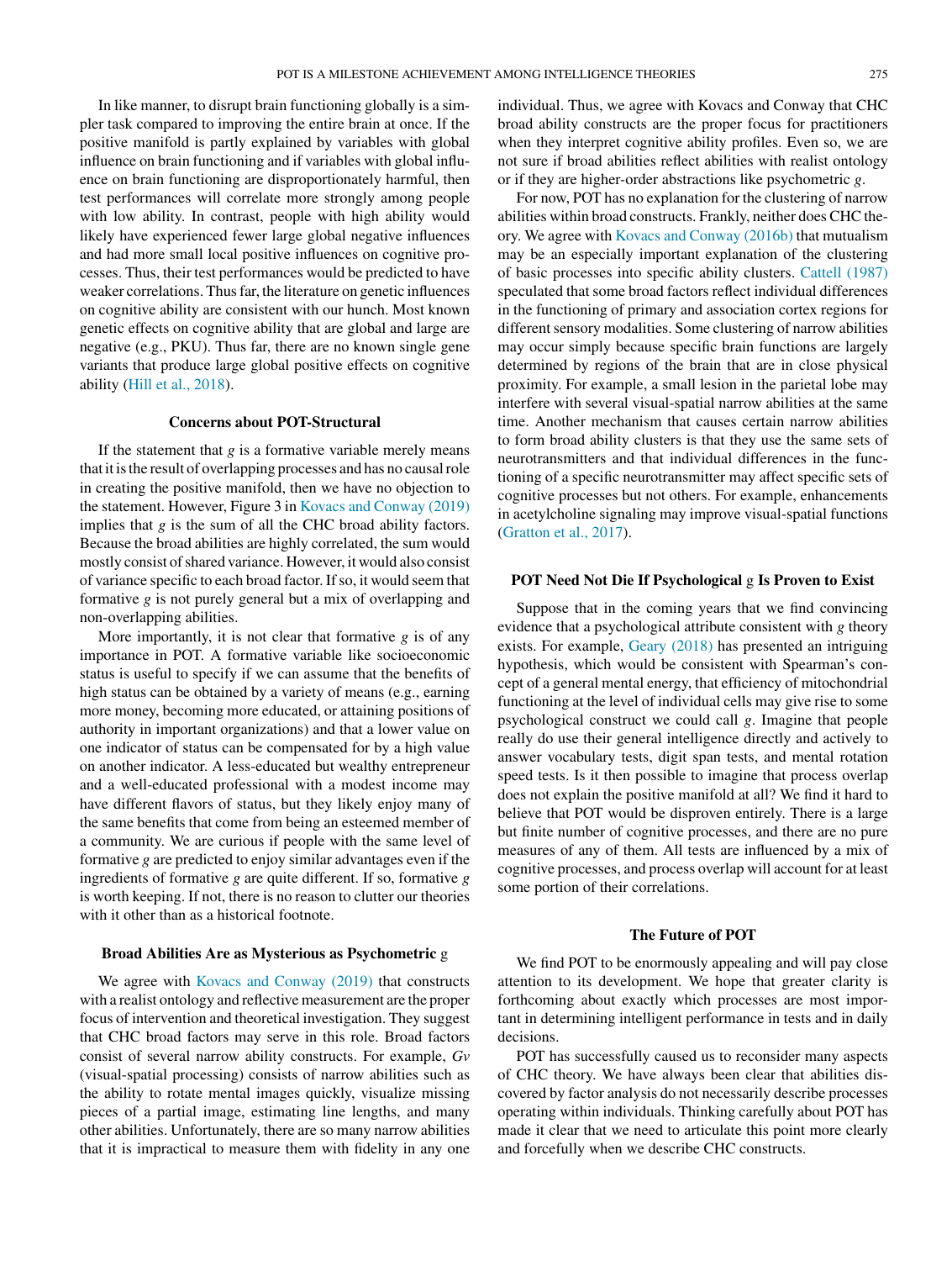In like manner, to disrupt brain functioning globally is a simpler task compared to improving the entire brain at once. If the positive manifold is partly explained by variables with global influence on brain functioning and if variables with global influence on brain functioning are disproportionately harmful, then test performances will correlate more strongly among people with low ability. In contrast, people with high ability would likely have experienced fewer large global negative influences and had more small local positive influences on cognitive processes. Thus, their test performances would be predicted to have weaker correlations. Thus far, the literature on genetic influences on cognitive ability are consistent with our hunch. Most known genetic effects on cognitive ability that are global and large are negative (e.g., PKU). Thus far, there are no known single gene variants that produce large global positive effects on cognitive ability (Hill et al., 2018).

### Concerns about POT-Structural

If the statement that *g* is a formative variable merely means that it is the result of overlapping processes and has no causal role in creating the positive manifold, then we have no objection to the statement. However, Figure 3 in Kovacs and Conway (2019) implies that *g* is the sum of all the CHC broad ability factors. Because the broad abilities are highly correlated, the sum would mostly consist of shared variance. However, it would also consist of variance specific to each broad factor. If so, it would seem that formative *g* is not purely general but a mix of overlapping and non-overlapping abilities.

More importantly, it is not clear that formative *g* is of any importance in POT. A formative variable like socioeconomic status is useful to specify if we can assume that the benefits of high status can be obtained by a variety of means (e.g., earning more money, becoming more educated, or attaining positions of authority in important organizations) and that a lower value on one indicator of status can be compensated for by a high value on another indicator. A less-educated but wealthy entrepreneur and a well-educated professional with a modest income may have different flavors of status, but they likely enjoy many of the same benefits that come from being an esteemed member of a community. We are curious if people with the same level of formative *g* are predicted to enjoy similar advantages even if the ingredients of formative *g* are quite different. If so, formative *g* is worth keeping. If not, there is no reason to clutter our theories with it other than as a historical footnote.

### Broad Abilities Are as Mysterious as Psychometric *g*

We agree with Kovacs and Conway (2019) that constructs with a realist ontology and reflective measurement are the proper focus of intervention and theoretical investigation. They suggest that CHC broad factors may serve in this role. Broad factors consist of several narrow ability constructs. For example, *Gv* (visual-spatial processing) consists of narrow abilities such as the ability to rotate mental images quickly, visualize missing pieces of a partial image, estimating line lengths, and many other abilities. Unfortunately, there are so many narrow abilities that it is impractical to measure them with fidelity in any one individual. Thus, we agree with Kovacs and Conway that CHC broad ability constructs are the proper focus for practitioners when they interpret cognitive ability profiles. Even so, we are not sure if broad abilities reflect abilities with realist ontology or if they are higher-order abstractions like psychometric *g*.

For now, POT has no explanation for the clustering of narrow abilities within broad constructs. Frankly, neither does CHC theory. We agree with Kovacs and Conway (2016b) that mutualism may be an especially important explanation of the clustering of basic processes into specific ability clusters. Cattell (1987) speculated that some broad factors reflect individual differences in the functioning of primary and association cortex regions for different sensory modalities. Some clustering of narrow abilities may occur simply because specific brain functions are largely determined by regions of the brain that are in close physical proximity. For example, a small lesion in the parietal lobe may interfere with several visual-spatial narrow abilities at the same time. Another mechanism that causes certain narrow abilities to form broad ability clusters is that they use the same sets of neurotransmitters and that individual differences in the functioning of a specific neurotransmitter may affect specific sets of cognitive processes but not others. For example, enhancements in acetylcholine signaling may improve visual-spatial functions (Gratton et al., 2017).

### POT Need Not Die If Psychological *g* Is Proven to Exist

Suppose that in the coming years that we find convincing evidence that a psychological attribute consistent with *g* theory exists. For example, Geary (2018) has presented an intriguing hypothesis, which would be consistent with Spearman's concept of a general mental energy, that efficiency of mitochondrial functioning at the level of individual cells may give rise to some psychological construct we could call *g*. Imagine that people really do use their general intelligence directly and actively to answer vocabulary tests, digit span tests, and mental rotation speed tests. Is it then possible to imagine that process overlap does not explain the positive manifold at all? We find it hard to believe that POT would be disproven entirely. There is a large but finite number of cognitive processes, and there are no pure measures of any of them. All tests are influenced by a mix of cognitive processes, and process overlap will account for at least some portion of their correlations.

### The Future of POT

We find POT to be enormously appealing and will pay close attention to its development. We hope that greater clarity is forthcoming about exactly which processes are most important in determining intelligent performance in tests and in daily decisions.

POT has successfully caused us to reconsider many aspects of CHC theory. We have always been clear that abilities discovered by factor analysis do not necessarily describe processes operating within individuals. Thinking carefully about POT has made it clear that we need to articulate this point more clearly and forcefully when we describe CHC constructs.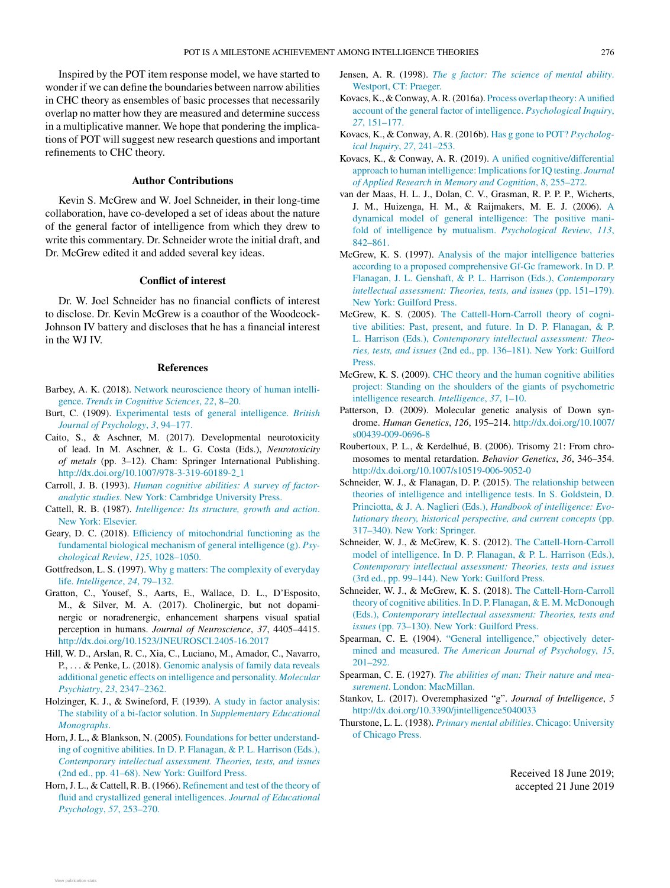Inspired by the POT item response model, we have started to wonder if we can define the boundaries between narrow abilities in CHC theory as ensembles of basic processes that necessarily overlap no matter how they are measured and determine success in a multiplicative manner. We hope that pondering the implications of POT will suggest new research questions and important refinements to CHC theory.

## Author Contributions

Kevin S. McGrew and W. Joel Schneider, in their long-time collaboration, have co-developed a set of ideas about the nature of the general factor of intelligence from which they drew to write this commentary. Dr. Schneider wrote the initial draft, and Dr. McGrew edited it and added several key ideas.

## Conflict of interest

Dr. W. Joel Schneider has no financial conflicts of interest to disclose. Dr. Kevin McGrew is a coauthor of the Woodcock-Johnson IV battery and discloses that he has a financial interest in the WJ IV.

## References

Barbey, A. K. (2018). Network neuroscience theory of human intelligence. *Trends in Cognitive Sciences*, *22*, 8–20.

Burt, C. (1909). Experimental tests of general intelligence. *British Journal of Psychology*, *3*, 94–177.

Caito, S., & Aschner, M. (2017). Developmental neurotoxicity of lead. In M. Aschner, & L. G. Costa (Eds.), *Neurotoxicity of metals* (pp. 3–12). Cham: Springer International Publishing. http://dx.doi.org/10.1007/978-3-319-60189-2_1

Carroll, J. B. (1993). *Human cognitive abilities: A survey of factor-analytic studies*. New York: Cambridge University Press.

Cattell, R. B. (1987). *Intelligence: Its structure, growth and action*. New York: Elsevier.

Geary, D. C. (2018). Efficiency of mitochondrial functioning as the fundamental biological mechanism of general intelligence (g). *Psychological Review*, *125*, 1028–1050.

Gottfredson, L. S. (1997). Why g matters: The complexity of everyday life. *Intelligence*, *24*, 79–132.

Gratton, C., Yousef, S., Aarts, E., Wallace, D. L., D'Esposito, M., & Silver, M. A. (2017). Cholinergic, but not dopaminergic or noradrenergic, enhancement sharpens visual spatial perception in humans. *Journal of Neuroscience*, *37*, 4405–4415. http://dx.doi.org/10.1523/JNEUROSCI.2405-16.2017

Hill, W. D., Arslan, R. C., Xia, C., Luciano, M., Amador, C., Navarro, P., . . . & Penke, L. (2018). Genomic analysis of family data reveals additional genetic effects on intelligence and personality. *Molecular Psychiatry*, *23*, 2347–2362.

Holzinger, K. J., & Swineford, F. (1939). A study in factor analysis: The stability of a bi-factor solution. In *Supplementary Educational Monographs*.

Horn, J. L., & Blankson, N. (2005). Foundations for better understanding of cognitive abilities. In D. P. Flanagan, & P. L. Harrison (Eds.), *Contemporary intellectual assessment. Theories, tests, and issues* (2nd ed., pp. 41–68). New York: Guilford Press.

Horn, J. L., & Cattell, R. B. (1966). Refinement and test of the theory of fluid and crystallized general intelligences. *Journal of Educational Psychology*, *57*, 253–270.

Jensen, A. R. (1998). *The g factor: The science of mental ability*. Westport, CT: Praeger.

Kovacs, K., & Conway, A. R. (2016a). Process overlap theory: A unified account of the general factor of intelligence. *Psychological Inquiry*, *27*, 151–177.

Kovacs, K., & Conway, A. R. (2016b). Has g gone to POT? *Psychological Inquiry*, *27*, 241–253.

Kovacs, K., & Conway, A. R. (2019). A unified cognitive/differential approach to human intelligence: Implications for IQ testing. *Journal of Applied Research in Memory and Cognition*, *8*, 255–272.

van der Maas, H. L. J., Dolan, C. V., Grasman, R. P. P. P., Wicherts, J. M., Huizenga, H. M., & Raijmakers, M. E. J. (2006). A dynamical model of general intelligence: The positive manifold of intelligence by mutualism. *Psychological Review*, *113*, 842–861.

McGrew, K. S. (1997). Analysis of the major intelligence batteries according to a proposed comprehensive Gf-Gc framework. In D. P. Flanagan, J. L. Genshaft, & P. L. Harrison (Eds.), *Contemporary intellectual assessment: Theories, tests, and issues* (pp. 151–179). New York: Guilford Press.

McGrew, K. S. (2005). The Cattell-Horn-Carroll theory of cognitive abilities: Past, present, and future. In D. P. Flanagan, & P. L. Harrison (Eds.), *Contemporary intellectual assessment: Theories, tests, and issues* (2nd ed., pp. 136–181). New York: Guilford Press.

McGrew, K. S. (2009). CHC theory and the human cognitive abilities project: Standing on the shoulders of the giants of psychometric intelligence research. *Intelligence*, *37*, 1–10.

Patterson, D. (2009). Molecular genetic analysis of Down syndrome. *Human Genetics*, *126*, 195–214. http://dx.doi.org/10.1007/s00439-009-0696-8

Roubertoux, P. L., & Kerdelhué, B. (2006). Trisomy 21: From chromosomes to mental retardation. *Behavior Genetics*, *36*, 346–354. http://dx.doi.org/10.1007/s10519-006-9052-0

Schneider, W. J., & Flanagan, D. P. (2015). The relationship between theories of intelligence and intelligence tests. In S. Goldstein, D. Princiotta, & J. A. Naglieri (Eds.), *Handbook of intelligence: Evolutionary theory, historical perspective, and current concepts* (pp. 317–340). New York: Springer.

Schneider, W. J., & McGrew, K. S. (2012). The Cattell-Horn-Carroll model of intelligence. In D. P. Flanagan, & P. L. Harrison (Eds.), *Contemporary intellectual assessment: Theories, tests and issues* (3rd ed., pp. 99–144). New York: Guilford Press.

Schneider, W. J., & McGrew, K. S. (2018). The Cattell-Horn-Carroll theory of cognitive abilities. In D. P. Flanagan, & E. M. McDonough (Eds.), *Contemporary intellectual assessment: Theories, tests and issues* (pp. 73–130). New York: Guilford Press.

Spearman, C. E. (1904). "General intelligence," objectively determined and measured. *The American Journal of Psychology*, *15*, 201–292.

Spearman, C. E. (1927). *The abilities of man: Their nature and measurement*. London: MacMillan.

Stankov, L. (2017). Overemphasized "g". *Journal of Intelligence*, *5* http://dx.doi.org/10.3390/jintelligence5040033

Thurstone, L. L. (1938). *Primary mental abilities*. Chicago: University of Chicago Press.

Received 18 June 2019;
accepted 21 June 2019